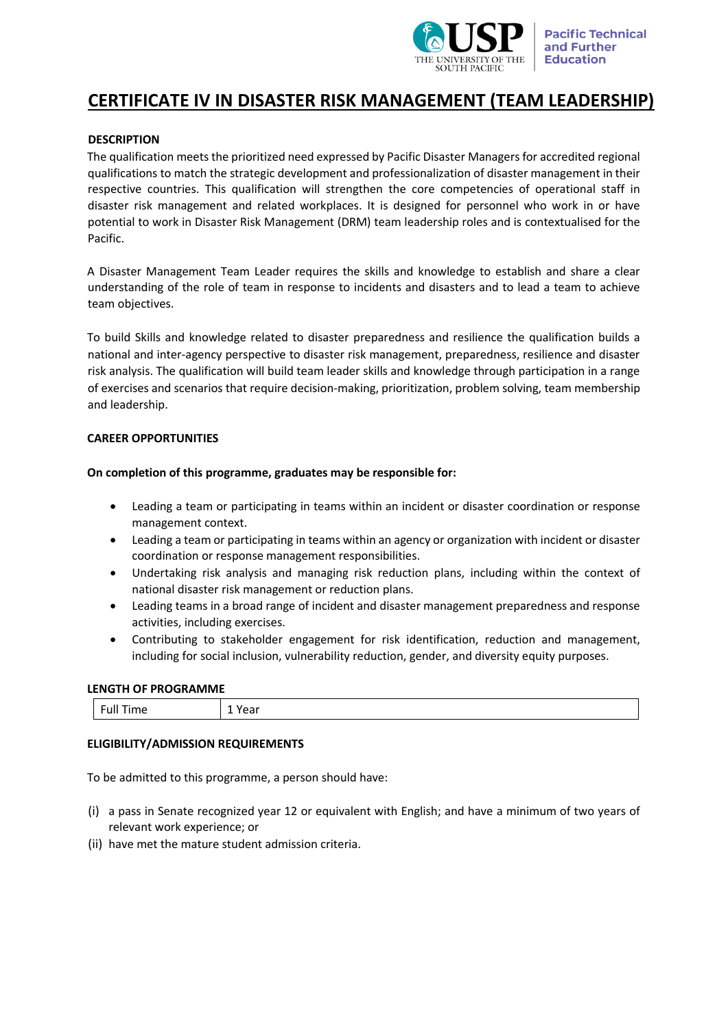# CERTIFICATE IV IN DISASTER RISK MANAGEMENT (TEAM LEADERSHIP)

**DESCRIPTION**

The qualification meets the prioritized need expressed by Pacific Disaster Managers for accredited regional qualifications to match the strategic development and professionalization of disaster management in their respective countries. This qualification will strengthen the core competencies of operational staff in disaster risk management and related workplaces. It is designed for personnel who work in or have potential to work in Disaster Risk Management (DRM) team leadership roles and is contextualised for the Pacific.

A Disaster Management Team Leader requires the skills and knowledge to establish and share a clear understanding of the role of team in response to incidents and disasters and to lead a team to achieve team objectives.

To build Skills and knowledge related to disaster preparedness and resilience the qualification builds a national and inter-agency perspective to disaster risk management, preparedness, resilience and disaster risk analysis. The qualification will build team leader skills and knowledge through participation in a range of exercises and scenarios that require decision-making, prioritization, problem solving, team membership and leadership.

**CAREER OPPORTUNITIES**

**On completion of this programme, graduates may be responsible for:**

- Leading a team or participating in teams within an incident or disaster coordination or response management context.
- Leading a team or participating in teams within an agency or organization with incident or disaster coordination or response management responsibilities.
- Undertaking risk analysis and managing risk reduction plans, including within the context of national disaster risk management or reduction plans.
- Leading teams in a broad range of incident and disaster management preparedness and response activities, including exercises.
- Contributing to stakeholder engagement for risk identification, reduction and management, including for social inclusion, vulnerability reduction, gender, and diversity equity purposes.

**LENGTH OF PROGRAMME**

| Full Time | 1 Year |
|---|---|

**ELIGIBILITY/ADMISSION REQUIREMENTS**

To be admitted to this programme, a person should have:

(i) a pass in Senate recognized year 12 or equivalent with English; and have a minimum of two years of relevant work experience; or
(ii) have met the mature student admission criteria.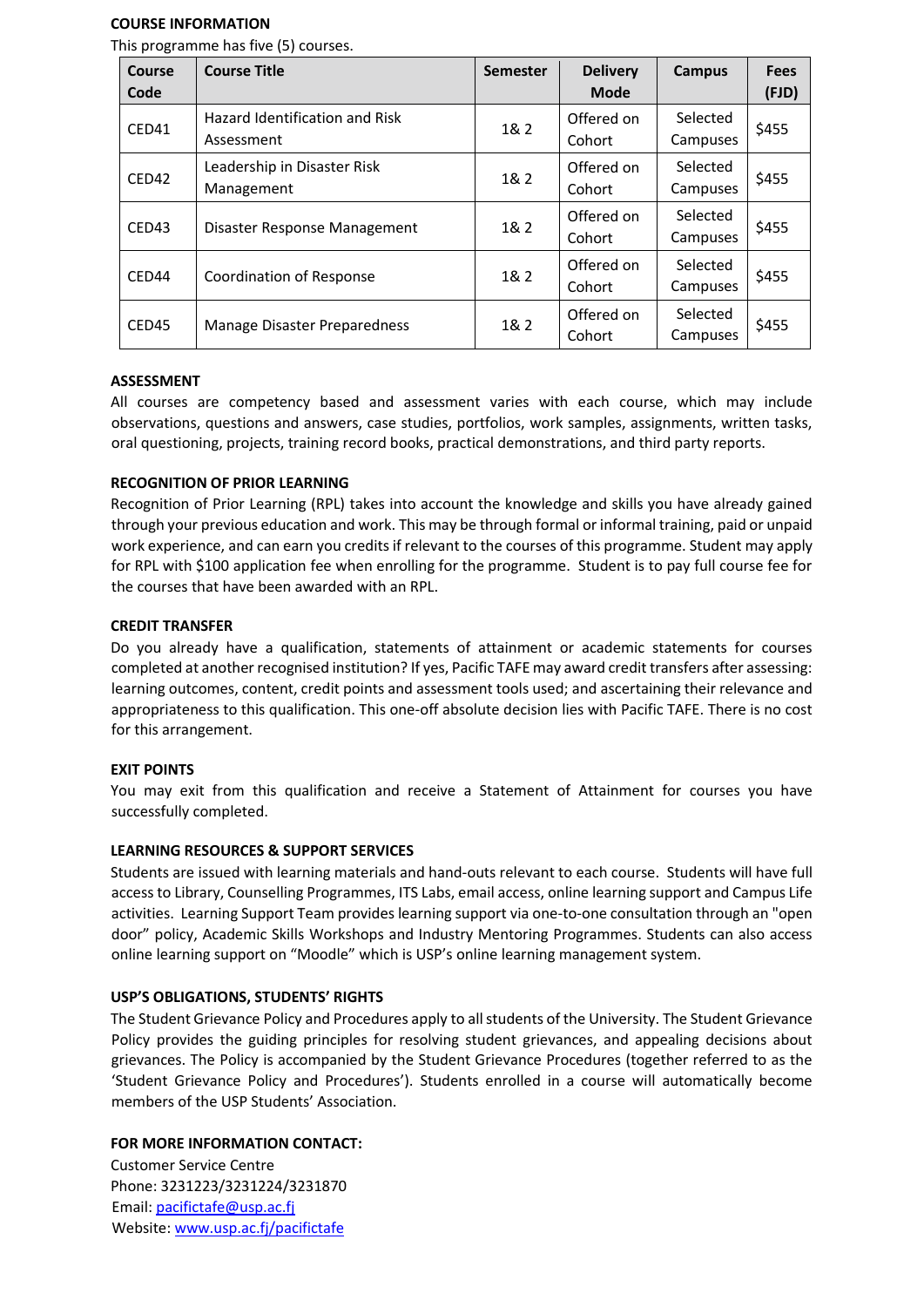**COURSE INFORMATION**

This programme has five (5) courses.

| Course Code | Course Title | Semester | Delivery Mode | Campus | Fees (FJD) |
|---|---|---|---|---|---|
| CED41 | Hazard Identification and Risk Assessment | 1& 2 | Offered on Cohort | Selected Campuses | $455 |
| CED42 | Leadership in Disaster Risk Management | 1& 2 | Offered on Cohort | Selected Campuses | $455 |
| CED43 | Disaster Response Management | 1& 2 | Offered on Cohort | Selected Campuses | $455 |
| CED44 | Coordination of Response | 1& 2 | Offered on Cohort | Selected Campuses | $455 |
| CED45 | Manage Disaster Preparedness | 1& 2 | Offered on Cohort | Selected Campuses | $455 |

**ASSESSMENT**

All courses are competency based and assessment varies with each course, which may include observations, questions and answers, case studies, portfolios, work samples, assignments, written tasks, oral questioning, projects, training record books, practical demonstrations, and third party reports.

**RECOGNITION OF PRIOR LEARNING**

Recognition of Prior Learning (RPL) takes into account the knowledge and skills you have already gained through your previous education and work. This may be through formal or informal training, paid or unpaid work experience, and can earn you credits if relevant to the courses of this programme. Student may apply for RPL with $100 application fee when enrolling for the programme. Student is to pay full course fee for the courses that have been awarded with an RPL.

**CREDIT TRANSFER**

Do you already have a qualification, statements of attainment or academic statements for courses completed at another recognised institution? If yes, Pacific TAFE may award credit transfers after assessing: learning outcomes, content, credit points and assessment tools used; and ascertaining their relevance and appropriateness to this qualification. This one-off absolute decision lies with Pacific TAFE. There is no cost for this arrangement.

**EXIT POINTS**

You may exit from this qualification and receive a Statement of Attainment for courses you have successfully completed.

**LEARNING RESOURCES & SUPPORT SERVICES**

Students are issued with learning materials and hand-outs relevant to each course. Students will have full access to Library, Counselling Programmes, ITS Labs, email access, online learning support and Campus Life activities. Learning Support Team provides learning support via one-to-one consultation through an "open door" policy, Academic Skills Workshops and Industry Mentoring Programmes. Students can also access online learning support on "Moodle" which is USP's online learning management system.

**USP'S OBLIGATIONS, STUDENTS' RIGHTS**

The Student Grievance Policy and Procedures apply to all students of the University. The Student Grievance Policy provides the guiding principles for resolving student grievances, and appealing decisions about grievances. The Policy is accompanied by the Student Grievance Procedures (together referred to as the 'Student Grievance Policy and Procedures'). Students enrolled in a course will automatically become members of the USP Students' Association.

**FOR MORE INFORMATION CONTACT:**

Customer Service Centre
Phone: 3231223/3231224/3231870
Email: pacifictafe@usp.ac.fj
Website: www.usp.ac.fj/pacifictafe